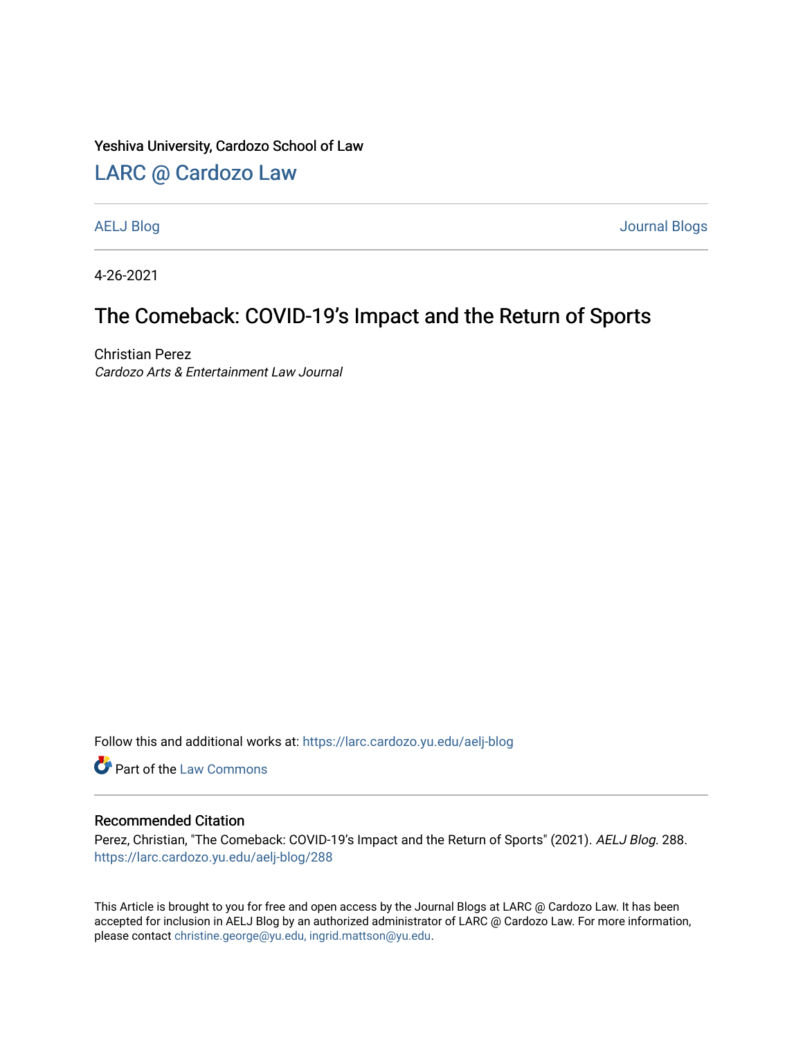Yeshiva University, Cardozo School of Law

## LARC @ Cardozo Law

AELJ Blog | Journal Blogs

4-26-2021

# The Comeback: COVID-19's Impact and the Return of Sports

Christian Perez
*Cardozo Arts & Entertainment Law Journal*

Follow this and additional works at: https://larc.cardozo.yu.edu/aelj-blog

Part of the Law Commons

### Recommended Citation

Perez, Christian, "The Comeback: COVID-19's Impact and the Return of Sports" (2021). *AELJ Blog*. 288.
https://larc.cardozo.yu.edu/aelj-blog/288

This Article is brought to you for free and open access by the Journal Blogs at LARC @ Cardozo Law. It has been accepted for inclusion in AELJ Blog by an authorized administrator of LARC @ Cardozo Law. For more information, please contact christine.george@yu.edu, ingrid.mattson@yu.edu.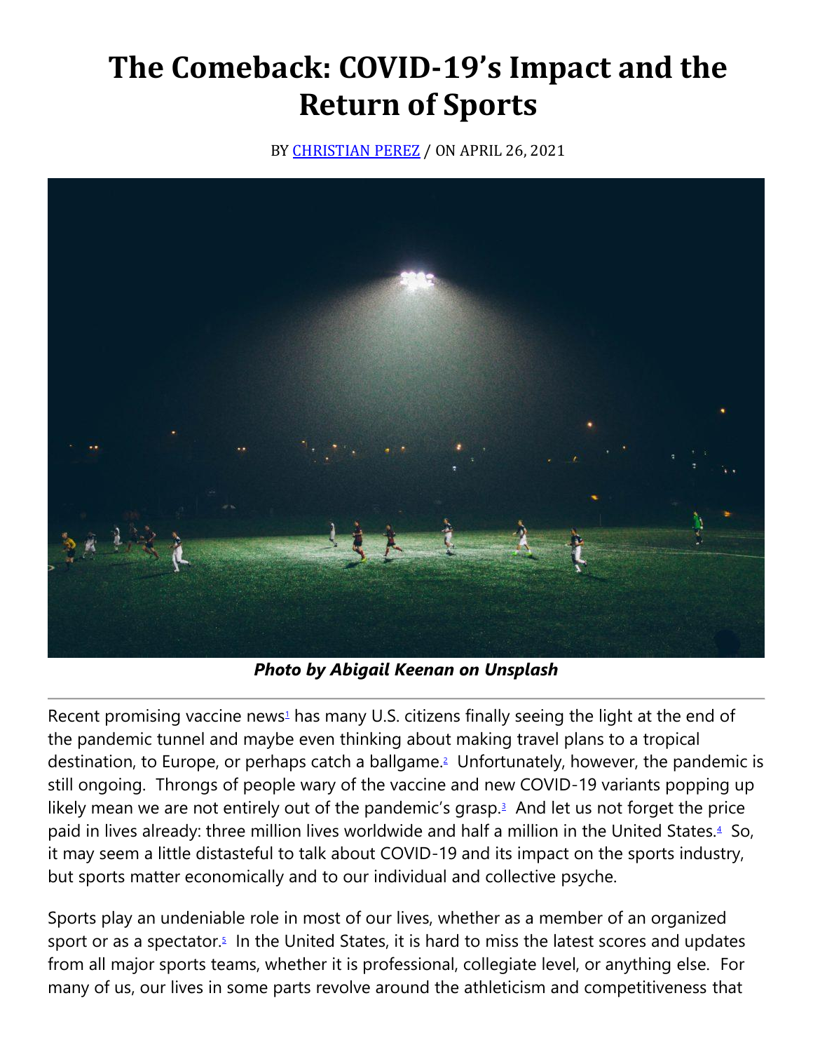# The Comeback: COVID-19's Impact and the Return of Sports

BY [CHRISTIAN PEREZ] / ON APRIL 26, 2021

***Photo by Abigail Keenan on Unsplash***

---

Recent promising vaccine news[1] has many U.S. citizens finally seeing the light at the end of the pandemic tunnel and maybe even thinking about making travel plans to a tropical destination, to Europe, or perhaps catch a ballgame.[2] Unfortunately, however, the pandemic is still ongoing. Throngs of people wary of the vaccine and new COVID-19 variants popping up likely mean we are not entirely out of the pandemic's grasp.[3] And let us not forget the price paid in lives already: three million lives worldwide and half a million in the United States.[4] So, it may seem a little distasteful to talk about COVID-19 and its impact on the sports industry, but sports matter economically and to our individual and collective psyche.

Sports play an undeniable role in most of our lives, whether as a member of an organized sport or as a spectator.[5] In the United States, it is hard to miss the latest scores and updates from all major sports teams, whether it is professional, collegiate level, or anything else. For many of us, our lives in some parts revolve around the athleticism and competitiveness that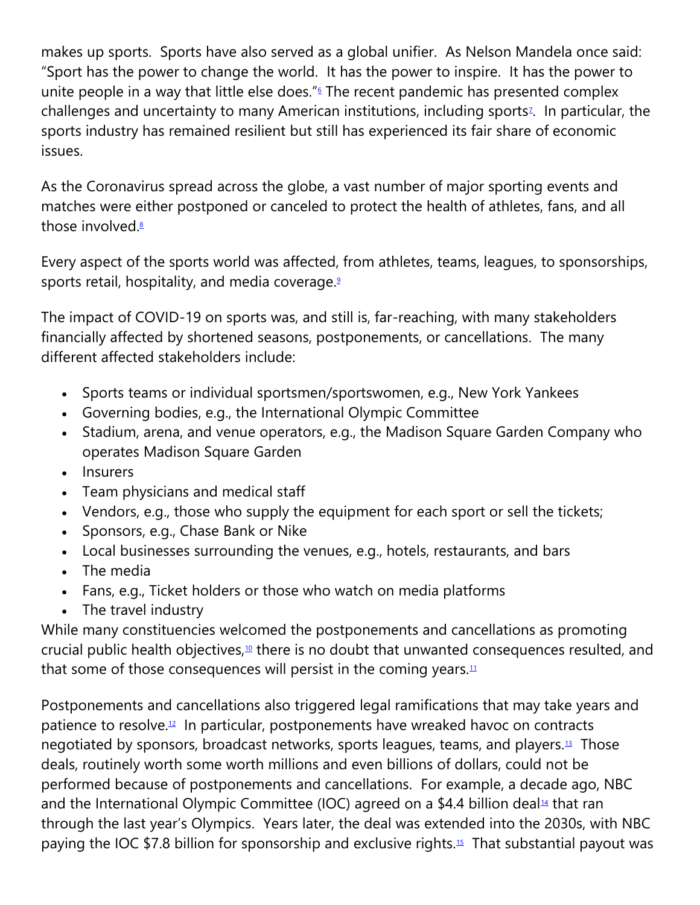makes up sports. Sports have also served as a global unifier. As Nelson Mandela once said: "Sport has the power to change the world. It has the power to inspire. It has the power to unite people in a way that little else does."[6] The recent pandemic has presented complex challenges and uncertainty to many American institutions, including sports[7]. In particular, the sports industry has remained resilient but still has experienced its fair share of economic issues.

As the Coronavirus spread across the globe, a vast number of major sporting events and matches were either postponed or canceled to protect the health of athletes, fans, and all those involved.[8]

Every aspect of the sports world was affected, from athletes, teams, leagues, to sponsorships, sports retail, hospitality, and media coverage.[9]

The impact of COVID-19 on sports was, and still is, far-reaching, with many stakeholders financially affected by shortened seasons, postponements, or cancellations. The many different affected stakeholders include:

- Sports teams or individual sportsmen/sportswomen, e.g., New York Yankees
- Governing bodies, e.g., the International Olympic Committee
- Stadium, arena, and venue operators, e.g., the Madison Square Garden Company who operates Madison Square Garden
- Insurers
- Team physicians and medical staff
- Vendors, e.g., those who supply the equipment for each sport or sell the tickets;
- Sponsors, e.g., Chase Bank or Nike
- Local businesses surrounding the venues, e.g., hotels, restaurants, and bars
- The media
- Fans, e.g., Ticket holders or those who watch on media platforms
- The travel industry

While many constituencies welcomed the postponements and cancellations as promoting crucial public health objectives,[10] there is no doubt that unwanted consequences resulted, and that some of those consequences will persist in the coming years.[11]

Postponements and cancellations also triggered legal ramifications that may take years and patience to resolve.[12] In particular, postponements have wreaked havoc on contracts negotiated by sponsors, broadcast networks, sports leagues, teams, and players.[13] Those deals, routinely worth some worth millions and even billions of dollars, could not be performed because of postponements and cancellations. For example, a decade ago, NBC and the International Olympic Committee (IOC) agreed on a $4.4 billion deal[14] that ran through the last year's Olympics. Years later, the deal was extended into the 2030s, with NBC paying the IOC $7.8 billion for sponsorship and exclusive rights.[15] That substantial payout was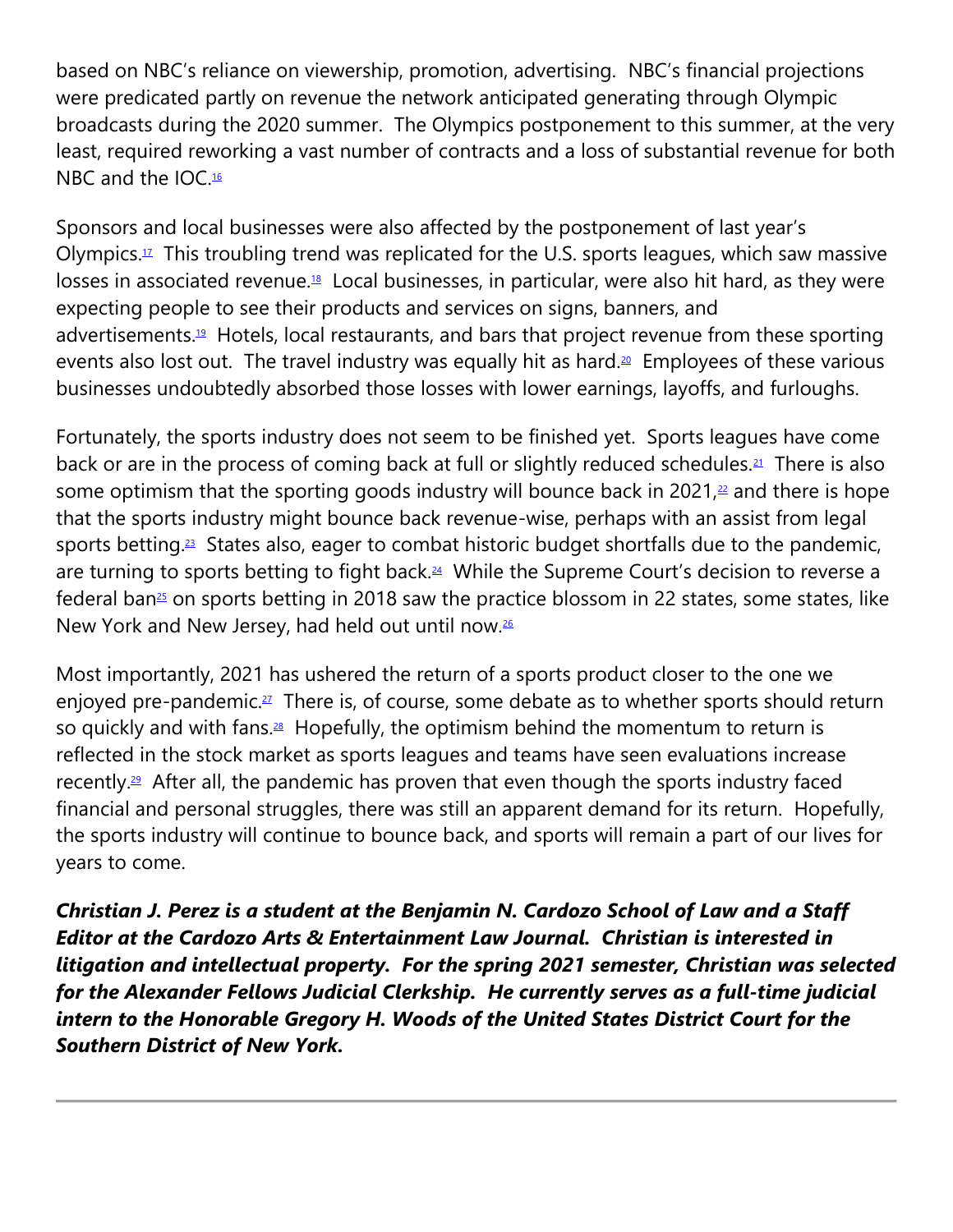based on NBC's reliance on viewership, promotion, advertising. NBC's financial projections were predicated partly on revenue the network anticipated generating through Olympic broadcasts during the 2020 summer. The Olympics postponement to this summer, at the very least, required reworking a vast number of contracts and a loss of substantial revenue for both NBC and the IOC.[16]

Sponsors and local businesses were also affected by the postponement of last year's Olympics.[17] This troubling trend was replicated for the U.S. sports leagues, which saw massive losses in associated revenue.[18] Local businesses, in particular, were also hit hard, as they were expecting people to see their products and services on signs, banners, and advertisements.[19] Hotels, local restaurants, and bars that project revenue from these sporting events also lost out. The travel industry was equally hit as hard.[20] Employees of these various businesses undoubtedly absorbed those losses with lower earnings, layoffs, and furloughs.

Fortunately, the sports industry does not seem to be finished yet. Sports leagues have come back or are in the process of coming back at full or slightly reduced schedules.[21] There is also some optimism that the sporting goods industry will bounce back in 2021,[22] and there is hope that the sports industry might bounce back revenue-wise, perhaps with an assist from legal sports betting.[23] States also, eager to combat historic budget shortfalls due to the pandemic, are turning to sports betting to fight back.[24] While the Supreme Court's decision to reverse a federal ban[25] on sports betting in 2018 saw the practice blossom in 22 states, some states, like New York and New Jersey, had held out until now.[26]

Most importantly, 2021 has ushered the return of a sports product closer to the one we enjoyed pre-pandemic.[27] There is, of course, some debate as to whether sports should return so quickly and with fans.[28] Hopefully, the optimism behind the momentum to return is reflected in the stock market as sports leagues and teams have seen evaluations increase recently.[29] After all, the pandemic has proven that even though the sports industry faced financial and personal struggles, there was still an apparent demand for its return. Hopefully, the sports industry will continue to bounce back, and sports will remain a part of our lives for years to come.

***Christian J. Perez is a student at the Benjamin N. Cardozo School of Law and a Staff Editor at the Cardozo Arts & Entertainment Law Journal. Christian is interested in litigation and intellectual property. For the spring 2021 semester, Christian was selected for the Alexander Fellows Judicial Clerkship. He currently serves as a full-time judicial intern to the Honorable Gregory H. Woods of the United States District Court for the Southern District of New York.***

---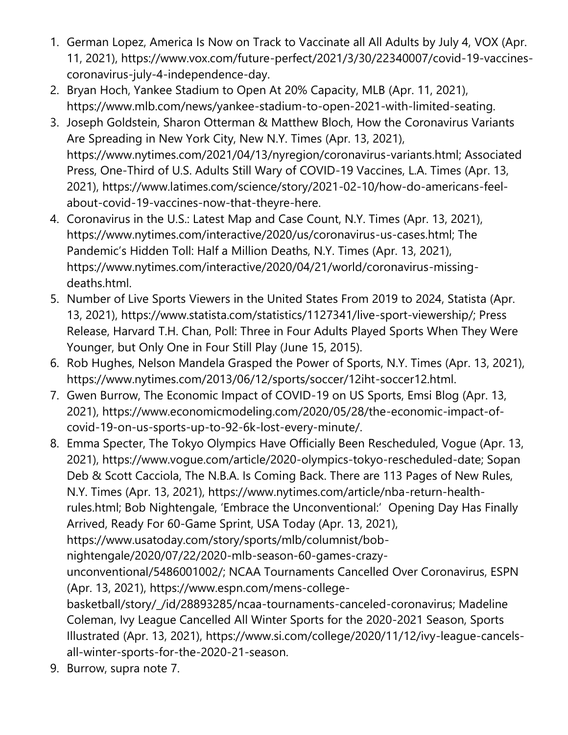1. German Lopez, America Is Now on Track to Vaccinate all All Adults by July 4, VOX (Apr. 11, 2021), https://www.vox.com/future-perfect/2021/3/30/22340007/covid-19-vaccines-coronavirus-july-4-independence-day.
2. Bryan Hoch, Yankee Stadium to Open At 20% Capacity, MLB (Apr. 11, 2021), https://www.mlb.com/news/yankee-stadium-to-open-2021-with-limited-seating.
3. Joseph Goldstein, Sharon Otterman & Matthew Bloch, How the Coronavirus Variants Are Spreading in New York City, New N.Y. Times (Apr. 13, 2021), https://www.nytimes.com/2021/04/13/nyregion/coronavirus-variants.html; Associated Press, One-Third of U.S. Adults Still Wary of COVID-19 Vaccines, L.A. Times (Apr. 13, 2021), https://www.latimes.com/science/story/2021-02-10/how-do-americans-feel-about-covid-19-vaccines-now-that-theyre-here.
4. Coronavirus in the U.S.: Latest Map and Case Count, N.Y. Times (Apr. 13, 2021), https://www.nytimes.com/interactive/2020/us/coronavirus-us-cases.html; The Pandemic's Hidden Toll: Half a Million Deaths, N.Y. Times (Apr. 13, 2021), https://www.nytimes.com/interactive/2020/04/21/world/coronavirus-missing-deaths.html.
5. Number of Live Sports Viewers in the United States From 2019 to 2024, Statista (Apr. 13, 2021), https://www.statista.com/statistics/1127341/live-sport-viewership/; Press Release, Harvard T.H. Chan, Poll: Three in Four Adults Played Sports When They Were Younger, but Only One in Four Still Play (June 15, 2015).
6. Rob Hughes, Nelson Mandela Grasped the Power of Sports, N.Y. Times (Apr. 13, 2021), https://www.nytimes.com/2013/06/12/sports/soccer/12iht-soccer12.html.
7. Gwen Burrow, The Economic Impact of COVID-19 on US Sports, Emsi Blog (Apr. 13, 2021), https://www.economicmodeling.com/2020/05/28/the-economic-impact-of-covid-19-on-us-sports-up-to-92-6k-lost-every-minute/.
8. Emma Specter, The Tokyo Olympics Have Officially Been Rescheduled, Vogue (Apr. 13, 2021), https://www.vogue.com/article/2020-olympics-tokyo-rescheduled-date; Sopan Deb & Scott Cacciola, The N.B.A. Is Coming Back. There are 113 Pages of New Rules, N.Y. Times (Apr. 13, 2021), https://www.nytimes.com/article/nba-return-health-rules.html; Bob Nightengale, 'Embrace the Unconventional:' Opening Day Has Finally Arrived, Ready For 60-Game Sprint, USA Today (Apr. 13, 2021), https://www.usatoday.com/story/sports/mlb/columnist/bob-nightengale/2020/07/22/2020-mlb-season-60-games-crazy-unconventional/5486001002/; NCAA Tournaments Cancelled Over Coronavirus, ESPN (Apr. 13, 2021), https://www.espn.com/mens-college-basketball/story/_/id/28893285/ncaa-tournaments-canceled-coronavirus; Madeline Coleman, Ivy League Cancelled All Winter Sports for the 2020-2021 Season, Sports Illustrated (Apr. 13, 2021), https://www.si.com/college/2020/11/12/ivy-league-cancels-all-winter-sports-for-the-2020-21-season.
9. Burrow, supra note 7.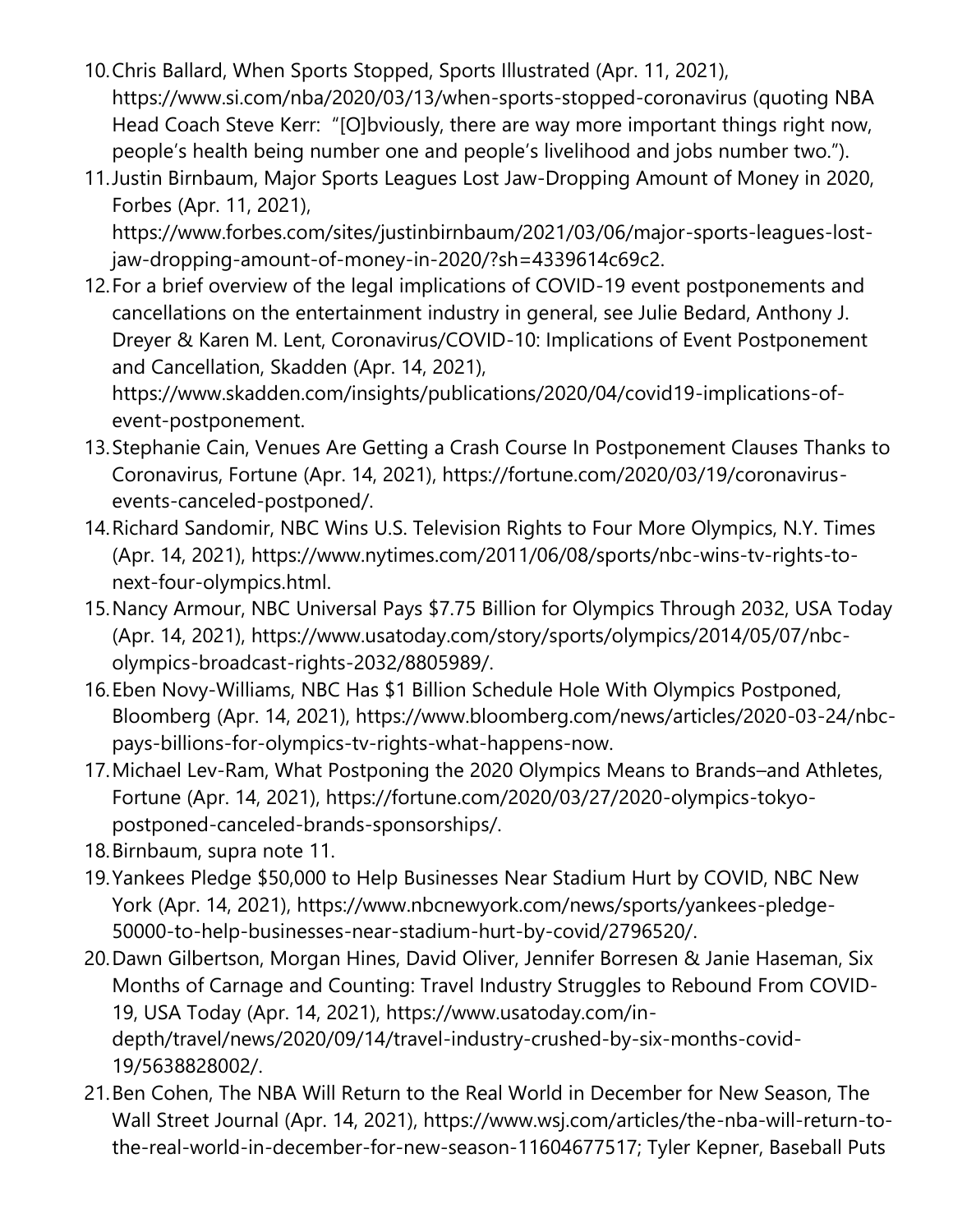10. Chris Ballard, When Sports Stopped, Sports Illustrated (Apr. 11, 2021), https://www.si.com/nba/2020/03/13/when-sports-stopped-coronavirus (quoting NBA Head Coach Steve Kerr: "[O]bviously, there are way more important things right now, people's health being number one and people's livelihood and jobs number two.").
11. Justin Birnbaum, Major Sports Leagues Lost Jaw-Dropping Amount of Money in 2020, Forbes (Apr. 11, 2021), https://www.forbes.com/sites/justinbirnbaum/2021/03/06/major-sports-leagues-lost-jaw-dropping-amount-of-money-in-2020/?sh=4339614c69c2.
12. For a brief overview of the legal implications of COVID-19 event postponements and cancellations on the entertainment industry in general, see Julie Bedard, Anthony J. Dreyer & Karen M. Lent, Coronavirus/COVID-10: Implications of Event Postponement and Cancellation, Skadden (Apr. 14, 2021), https://www.skadden.com/insights/publications/2020/04/covid19-implications-of-event-postponement.
13. Stephanie Cain, Venues Are Getting a Crash Course In Postponement Clauses Thanks to Coronavirus, Fortune (Apr. 14, 2021), https://fortune.com/2020/03/19/coronavirus-events-canceled-postponed/.
14. Richard Sandomir, NBC Wins U.S. Television Rights to Four More Olympics, N.Y. Times (Apr. 14, 2021), https://www.nytimes.com/2011/06/08/sports/nbc-wins-tv-rights-to-next-four-olympics.html.
15. Nancy Armour, NBC Universal Pays $7.75 Billion for Olympics Through 2032, USA Today (Apr. 14, 2021), https://www.usatoday.com/story/sports/olympics/2014/05/07/nbc-olympics-broadcast-rights-2032/8805989/.
16. Eben Novy-Williams, NBC Has $1 Billion Schedule Hole With Olympics Postponed, Bloomberg (Apr. 14, 2021), https://www.bloomberg.com/news/articles/2020-03-24/nbc-pays-billions-for-olympics-tv-rights-what-happens-now.
17. Michael Lev-Ram, What Postponing the 2020 Olympics Means to Brands–and Athletes, Fortune (Apr. 14, 2021), https://fortune.com/2020/03/27/2020-olympics-tokyo-postponed-canceled-brands-sponsorships/.
18. Birnbaum, supra note 11.
19. Yankees Pledge $50,000 to Help Businesses Near Stadium Hurt by COVID, NBC New York (Apr. 14, 2021), https://www.nbcnewyork.com/news/sports/yankees-pledge-50000-to-help-businesses-near-stadium-hurt-by-covid/2796520/.
20. Dawn Gilbertson, Morgan Hines, David Oliver, Jennifer Borresen & Janie Haseman, Six Months of Carnage and Counting: Travel Industry Struggles to Rebound From COVID-19, USA Today (Apr. 14, 2021), https://www.usatoday.com/in-depth/travel/news/2020/09/14/travel-industry-crushed-by-six-months-covid-19/5638828002/.
21. Ben Cohen, The NBA Will Return to the Real World in December for New Season, The Wall Street Journal (Apr. 14, 2021), https://www.wsj.com/articles/the-nba-will-return-to-the-real-world-in-december-for-new-season-11604677517; Tyler Kepner, Baseball Puts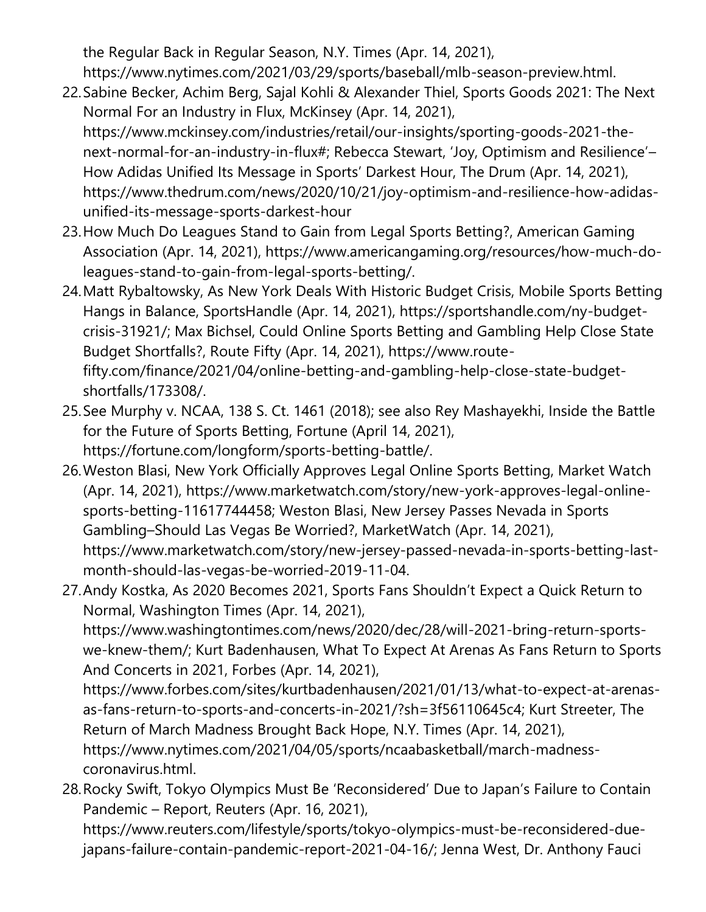the Regular Back in Regular Season, N.Y. Times (Apr. 14, 2021), https://www.nytimes.com/2021/03/29/sports/baseball/mlb-season-preview.html.

22. Sabine Becker, Achim Berg, Sajal Kohli & Alexander Thiel, Sports Goods 2021: The Next Normal For an Industry in Flux, McKinsey (Apr. 14, 2021), https://www.mckinsey.com/industries/retail/our-insights/sporting-goods-2021-the-next-normal-for-an-industry-in-flux#; Rebecca Stewart, 'Joy, Optimism and Resilience'– How Adidas Unified Its Message in Sports' Darkest Hour, The Drum (Apr. 14, 2021), https://www.thedrum.com/news/2020/10/21/joy-optimism-and-resilience-how-adidas-unified-its-message-sports-darkest-hour
23. How Much Do Leagues Stand to Gain from Legal Sports Betting?, American Gaming Association (Apr. 14, 2021), https://www.americangaming.org/resources/how-much-do-leagues-stand-to-gain-from-legal-sports-betting/.
24. Matt Rybaltowsky, As New York Deals With Historic Budget Crisis, Mobile Sports Betting Hangs in Balance, SportsHandle (Apr. 14, 2021), https://sportshandle.com/ny-budget-crisis-31921/; Max Bichsel, Could Online Sports Betting and Gambling Help Close State Budget Shortfalls?, Route Fifty (Apr. 14, 2021), https://www.route-fifty.com/finance/2021/04/online-betting-and-gambling-help-close-state-budget-shortfalls/173308/.
25. See Murphy v. NCAA, 138 S. Ct. 1461 (2018); see also Rey Mashayekhi, Inside the Battle for the Future of Sports Betting, Fortune (April 14, 2021), https://fortune.com/longform/sports-betting-battle/.
26. Weston Blasi, New York Officially Approves Legal Online Sports Betting, Market Watch (Apr. 14, 2021), https://www.marketwatch.com/story/new-york-approves-legal-online-sports-betting-11617744458; Weston Blasi, New Jersey Passes Nevada in Sports Gambling–Should Las Vegas Be Worried?, MarketWatch (Apr. 14, 2021), https://www.marketwatch.com/story/new-jersey-passed-nevada-in-sports-betting-last-month-should-las-vegas-be-worried-2019-11-04.
27. Andy Kostka, As 2020 Becomes 2021, Sports Fans Shouldn't Expect a Quick Return to Normal, Washington Times (Apr. 14, 2021), https://www.washingtontimes.com/news/2020/dec/28/will-2021-bring-return-sports-we-knew-them/; Kurt Badenhausen, What To Expect At Arenas As Fans Return to Sports And Concerts in 2021, Forbes (Apr. 14, 2021), https://www.forbes.com/sites/kurtbadenhausen/2021/01/13/what-to-expect-at-arenas-as-fans-return-to-sports-and-concerts-in-2021/?sh=3f56110645c4; Kurt Streeter, The Return of March Madness Brought Back Hope, N.Y. Times (Apr. 14, 2021), https://www.nytimes.com/2021/04/05/sports/ncaabasketball/march-madness-coronavirus.html.
28. Rocky Swift, Tokyo Olympics Must Be 'Reconsidered' Due to Japan's Failure to Contain Pandemic – Report, Reuters (Apr. 16, 2021), https://www.reuters.com/lifestyle/sports/tokyo-olympics-must-be-reconsidered-due-japans-failure-contain-pandemic-report-2021-04-16/; Jenna West, Dr. Anthony Fauci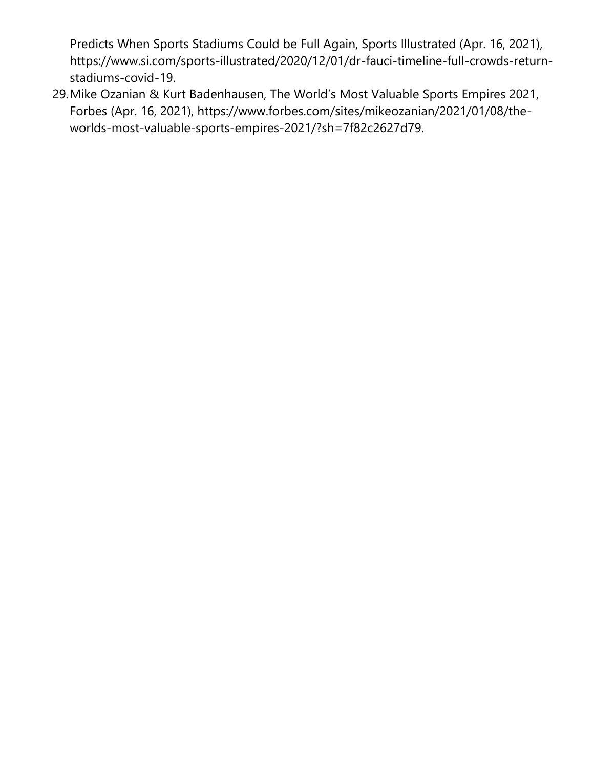Predicts When Sports Stadiums Could be Full Again, Sports Illustrated (Apr. 16, 2021), https://www.si.com/sports-illustrated/2020/12/01/dr-fauci-timeline-full-crowds-return-stadiums-covid-19.

29. Mike Ozanian & Kurt Badenhausen, The World's Most Valuable Sports Empires 2021, Forbes (Apr. 16, 2021), https://www.forbes.com/sites/mikeozanian/2021/01/08/the-worlds-most-valuable-sports-empires-2021/?sh=7f82c2627d79.